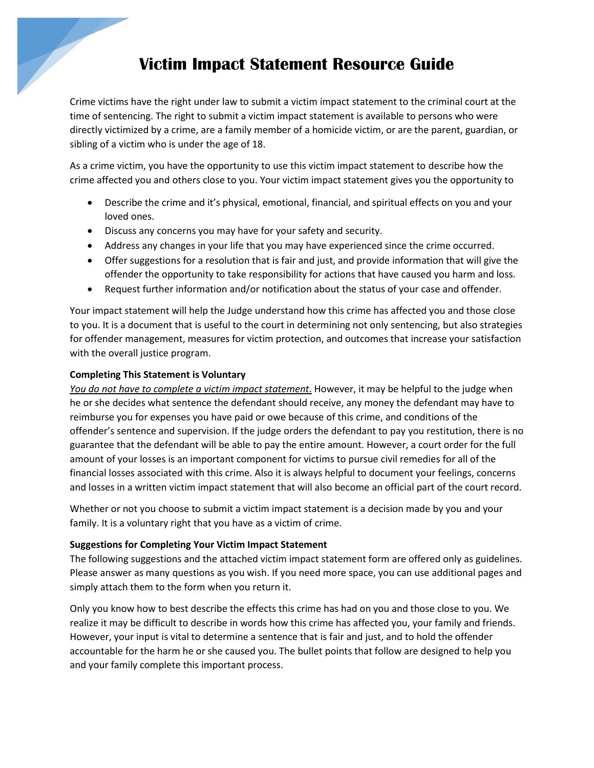# Victim Impact Statement Resource Guide

Crime victims have the right under law to submit a victim impact statement to the criminal court at the time of sentencing. The right to submit a victim impact statement is available to persons who were directly victimized by a crime, are a family member of a homicide victim, or are the parent, guardian, or sibling of a victim who is under the age of 18.

As a crime victim, you have the opportunity to use this victim impact statement to describe how the crime affected you and others close to you. Your victim impact statement gives you the opportunity to

- Describe the crime and it's physical, emotional, financial, and spiritual effects on you and your loved ones.
- Discuss any concerns you may have for your safety and security.
- Address any changes in your life that you may have experienced since the crime occurred.
- Offer suggestions for a resolution that is fair and just, and provide information that will give the offender the opportunity to take responsibility for actions that have caused you harm and loss.
- Request further information and/or notification about the status of your case and offender.

Your impact statement will help the Judge understand how this crime has affected you and those close to you. It is a document that is useful to the court in determining not only sentencing, but also strategies for offender management, measures for victim protection, and outcomes that increase your satisfaction with the overall justice program.

**Completing This Statement is Voluntary**

*You do not have to complete a victim impact statement*. However, it may be helpful to the judge when he or she decides what sentence the defendant should receive, any money the defendant may have to reimburse you for expenses you have paid or owe because of this crime, and conditions of the offender's sentence and supervision. If the judge orders the defendant to pay you restitution, there is no guarantee that the defendant will be able to pay the entire amount. However, a court order for the full amount of your losses is an important component for victims to pursue civil remedies for all of the financial losses associated with this crime. Also it is always helpful to document your feelings, concerns and losses in a written victim impact statement that will also become an official part of the court record.

Whether or not you choose to submit a victim impact statement is a decision made by you and your family. It is a voluntary right that you have as a victim of crime.

**Suggestions for Completing Your Victim Impact Statement**

The following suggestions and the attached victim impact statement form are offered only as guidelines. Please answer as many questions as you wish. If you need more space, you can use additional pages and simply attach them to the form when you return it.

Only you know how to best describe the effects this crime has had on you and those close to you. We realize it may be difficult to describe in words how this crime has affected you, your family and friends. However, your input is vital to determine a sentence that is fair and just, and to hold the offender accountable for the harm he or she caused you. The bullet points that follow are designed to help you and your family complete this important process.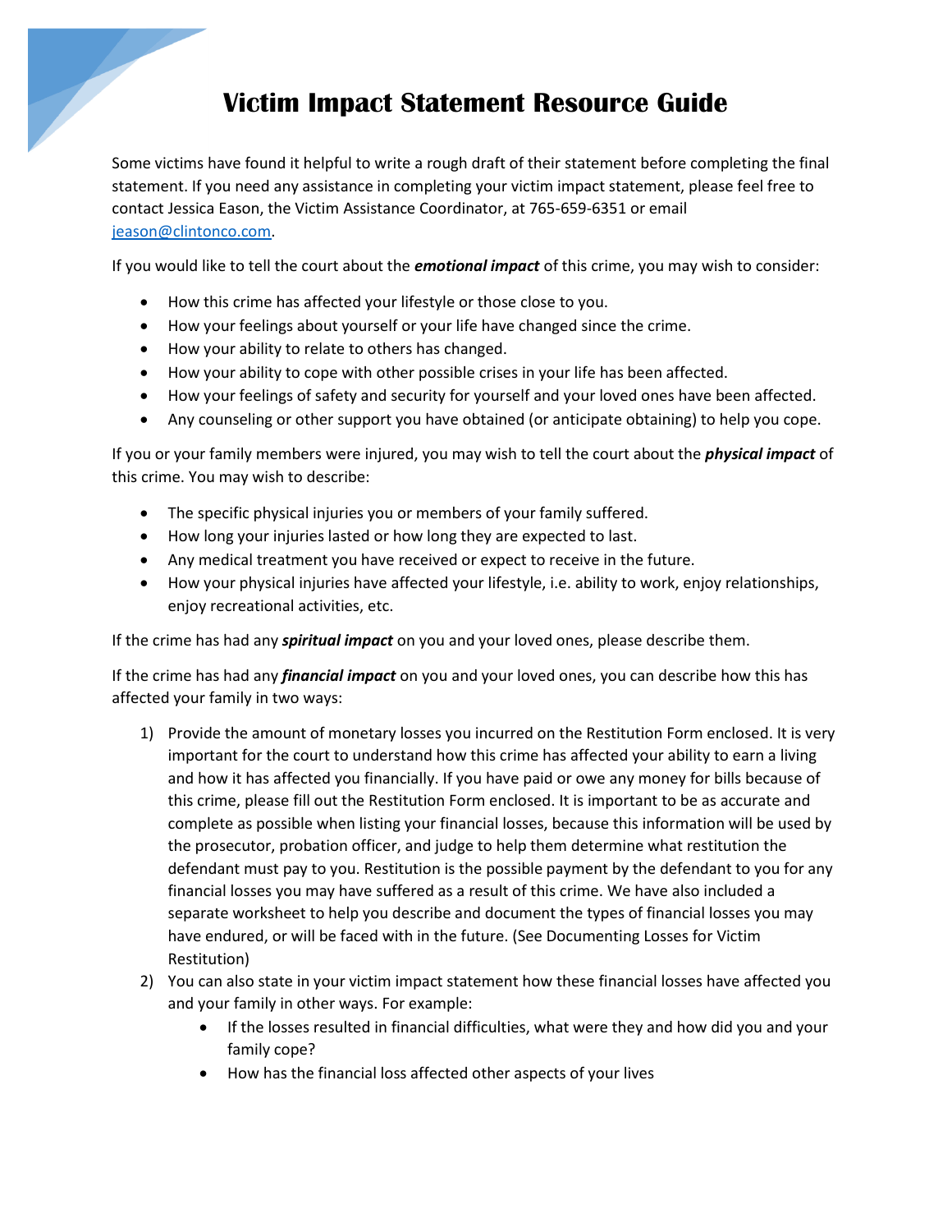# Victim Impact Statement Resource Guide

Some victims have found it helpful to write a rough draft of their statement before completing the final statement. If you need any assistance in completing your victim impact statement, please feel free to contact Jessica Eason, the Victim Assistance Coordinator, at 765-659-6351 or email jeason@clintonco.com.

If you would like to tell the court about the ***emotional impact*** of this crime, you may wish to consider:

- How this crime has affected your lifestyle or those close to you.
- How your feelings about yourself or your life have changed since the crime.
- How your ability to relate to others has changed.
- How your ability to cope with other possible crises in your life has been affected.
- How your feelings of safety and security for yourself and your loved ones have been affected.
- Any counseling or other support you have obtained (or anticipate obtaining) to help you cope.

If you or your family members were injured, you may wish to tell the court about the ***physical impact*** of this crime. You may wish to describe:

- The specific physical injuries you or members of your family suffered.
- How long your injuries lasted or how long they are expected to last.
- Any medical treatment you have received or expect to receive in the future.
- How your physical injuries have affected your lifestyle, i.e. ability to work, enjoy relationships, enjoy recreational activities, etc.

If the crime has had any ***spiritual impact*** on you and your loved ones, please describe them.

If the crime has had any ***financial impact*** on you and your loved ones, you can describe how this has affected your family in two ways:

1) Provide the amount of monetary losses you incurred on the Restitution Form enclosed. It is very important for the court to understand how this crime has affected your ability to earn a living and how it has affected you financially. If you have paid or owe any money for bills because of this crime, please fill out the Restitution Form enclosed. It is important to be as accurate and complete as possible when listing your financial losses, because this information will be used by the prosecutor, probation officer, and judge to help them determine what restitution the defendant must pay to you. Restitution is the possible payment by the defendant to you for any financial losses you may have suffered as a result of this crime. We have also included a separate worksheet to help you describe and document the types of financial losses you may have endured, or will be faced with in the future. (See Documenting Losses for Victim Restitution)
2) You can also state in your victim impact statement how these financial losses have affected you and your family in other ways. For example:
    - If the losses resulted in financial difficulties, what were they and how did you and your family cope?
    - How has the financial loss affected other aspects of your lives